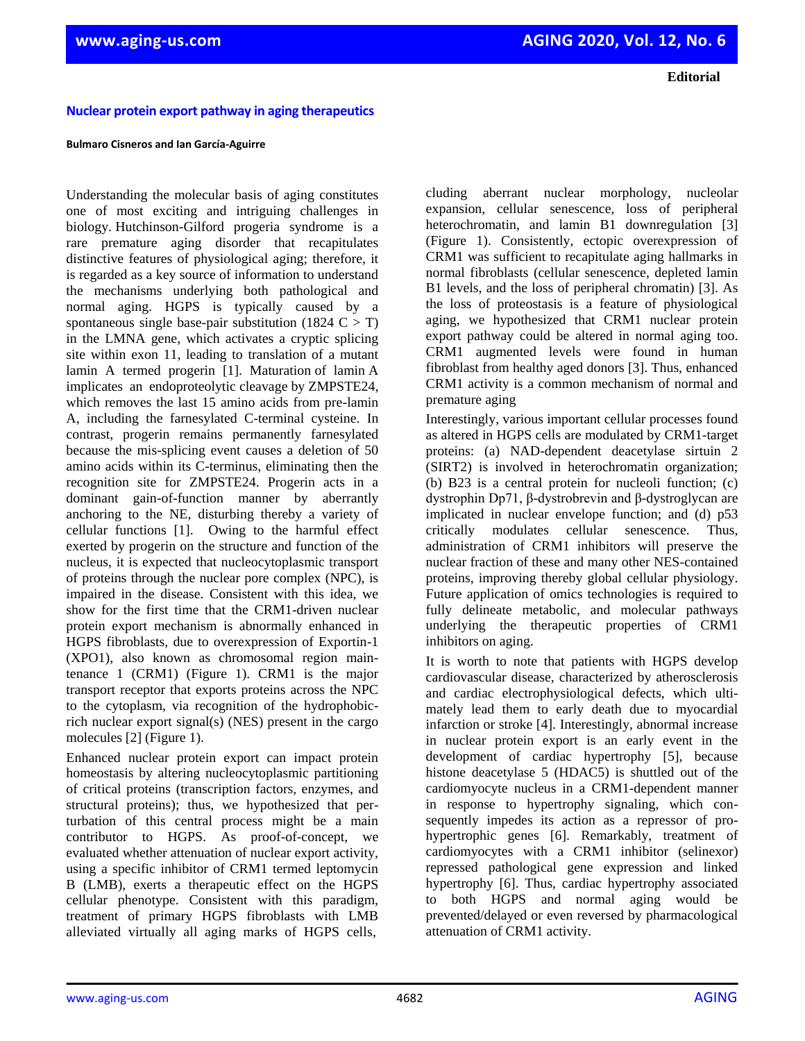**Editorial**

# Nuclear protein export pathway in aging therapeutics

**Bulmaro Cisneros and Ian García-Aguirre**

Understanding the molecular basis of aging constitutes one of most exciting and intriguing challenges in biology. Hutchinson-Gilford progeria syndrome is a rare premature aging disorder that recapitulates distinctive features of physiological aging; therefore, it is regarded as a key source of information to understand the mechanisms underlying both pathological and normal aging. HGPS is typically caused by a spontaneous single base-pair substitution (1824 C > T) in the LMNA gene, which activates a cryptic splicing site within exon 11, leading to translation of a mutant lamin A termed progerin [1]. Maturation of lamin A implicates an endoproteolytic cleavage by ZMPSTE24, which removes the last 15 amino acids from pre-lamin A, including the farnesylated C-terminal cysteine. In contrast, progerin remains permanently farnesylated because the mis-splicing event causes a deletion of 50 amino acids within its C-terminus, eliminating then the recognition site for ZMPSTE24. Progerin acts in a dominant gain-of-function manner by aberrantly anchoring to the NE, disturbing thereby a variety of cellular functions [1]. Owing to the harmful effect exerted by progerin on the structure and function of the nucleus, it is expected that nucleocytoplasmic transport of proteins through the nuclear pore complex (NPC), is impaired in the disease. Consistent with this idea, we show for the first time that the CRM1-driven nuclear protein export mechanism is abnormally enhanced in HGPS fibroblasts, due to overexpression of Exportin-1 (XPO1), also known as chromosomal region maintenance 1 (CRM1) (Figure 1). CRM1 is the major transport receptor that exports proteins across the NPC to the cytoplasm, via recognition of the hydrophobic-rich nuclear export signal(s) (NES) present in the cargo molecules [2] (Figure 1).

Enhanced nuclear protein export can impact protein homeostasis by altering nucleocytoplasmic partitioning of critical proteins (transcription factors, enzymes, and structural proteins); thus, we hypothesized that perturbation of this central process might be a main contributor to HGPS. As proof-of-concept, we evaluated whether attenuation of nuclear export activity, using a specific inhibitor of CRM1 termed leptomycin B (LMB), exerts a therapeutic effect on the HGPS cellular phenotype. Consistent with this paradigm, treatment of primary HGPS fibroblasts with LMB alleviated virtually all aging marks of HGPS cells, including aberrant nuclear morphology, nucleolar expansion, cellular senescence, loss of peripheral heterochromatin, and lamin B1 downregulation [3] (Figure 1). Consistently, ectopic overexpression of CRM1 was sufficient to recapitulate aging hallmarks in normal fibroblasts (cellular senescence, depleted lamin B1 levels, and the loss of peripheral chromatin) [3]. As the loss of proteostasis is a feature of physiological aging, we hypothesized that CRM1 nuclear protein export pathway could be altered in normal aging too. CRM1 augmented levels were found in human fibroblast from healthy aged donors [3]. Thus, enhanced CRM1 activity is a common mechanism of normal and premature aging

Interestingly, various important cellular processes found as altered in HGPS cells are modulated by CRM1-target proteins: (a) NAD-dependent deacetylase sirtuin 2 (SIRT2) is involved in heterochromatin organization; (b) B23 is a central protein for nucleoli function; (c) dystrophin Dp71, β-dystrobrevin and β-dystroglycan are implicated in nuclear envelope function; and (d) p53 critically modulates cellular senescence. Thus, administration of CRM1 inhibitors will preserve the nuclear fraction of these and many other NES-contained proteins, improving thereby global cellular physiology. Future application of omics technologies is required to fully delineate metabolic, and molecular pathways underlying the therapeutic properties of CRM1 inhibitors on aging.

It is worth to note that patients with HGPS develop cardiovascular disease, characterized by atherosclerosis and cardiac electrophysiological defects, which ultimately lead them to early death due to myocardial infarction or stroke [4]. Interestingly, abnormal increase in nuclear protein export is an early event in the development of cardiac hypertrophy [5], because histone deacetylase 5 (HDAC5) is shuttled out of the cardiomyocyte nucleus in a CRM1-dependent manner in response to hypertrophy signaling, which consequently impedes its action as a repressor of pro-hypertrophic genes [6]. Remarkably, treatment of cardiomyocytes with a CRM1 inhibitor (selinexor) repressed pathological gene expression and linked hypertrophy [6]. Thus, cardiac hypertrophy associated to both HGPS and normal aging would be prevented/delayed or even reversed by pharmacological attenuation of CRM1 activity.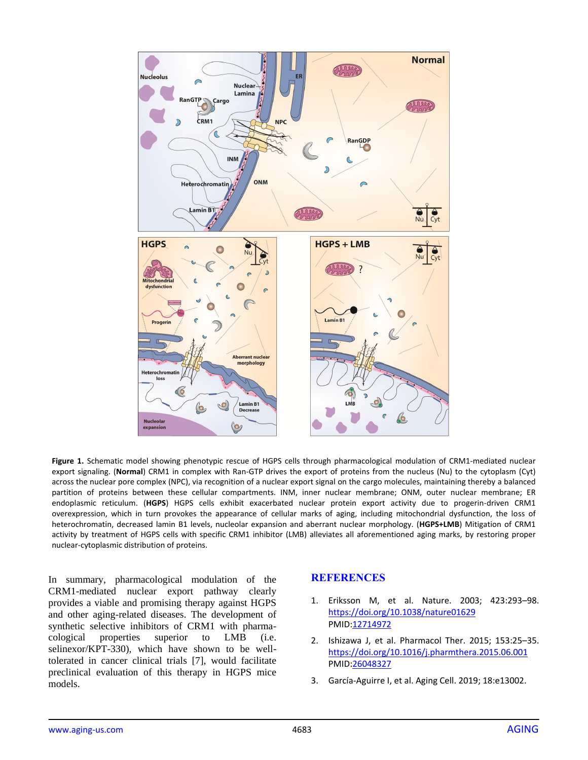**Figure 1.** Schematic model showing phenotypic rescue of HGPS cells through pharmacological modulation of CRM1-mediated nuclear export signaling. (**Normal**) CRM1 in complex with Ran-GTP drives the export of proteins from the nucleus (Nu) to the cytoplasm (Cyt) across the nuclear pore complex (NPC), via recognition of a nuclear export signal on the cargo molecules, maintaining thereby a balanced partition of proteins between these cellular compartments. INM, inner nuclear membrane; ONM, outer nuclear membrane; ER endoplasmic reticulum. (**HGPS**) HGPS cells exhibit exacerbated nuclear protein export activity due to progerin-driven CRM1 overexpression, which in turn provokes the appearance of cellular marks of aging, including mitochondrial dysfunction, the loss of heterochromatin, decreased lamin B1 levels, nucleolar expansion and aberrant nuclear morphology. (**HGPS+LMB**) Mitigation of CRM1 activity by treatment of HGPS cells with specific CRM1 inhibitor (LMB) alleviates all aforementioned aging marks, by restoring proper nuclear-cytoplasmic distribution of proteins.

In summary, pharmacological modulation of the CRM1-mediated nuclear export pathway clearly provides a viable and promising therapy against HGPS and other aging-related diseases. The development of synthetic selective inhibitors of CRM1 with pharmacological properties superior to LMB (i.e. selinexor/KPT-330), which have shown to be well-tolerated in cancer clinical trials [7], would facilitate preclinical evaluation of this therapy in HGPS mice models.

## REFERENCES

1. Eriksson M, et al. Nature. 2003; 423:293–98. https://doi.org/10.1038/nature01629 PMID:12714972

2. Ishizawa J, et al. Pharmacol Ther. 2015; 153:25–35. https://doi.org/10.1016/j.pharmthera.2015.06.001 PMID:26048327

3. García-Aguirre I, et al. Aging Cell. 2019; 18:e13002.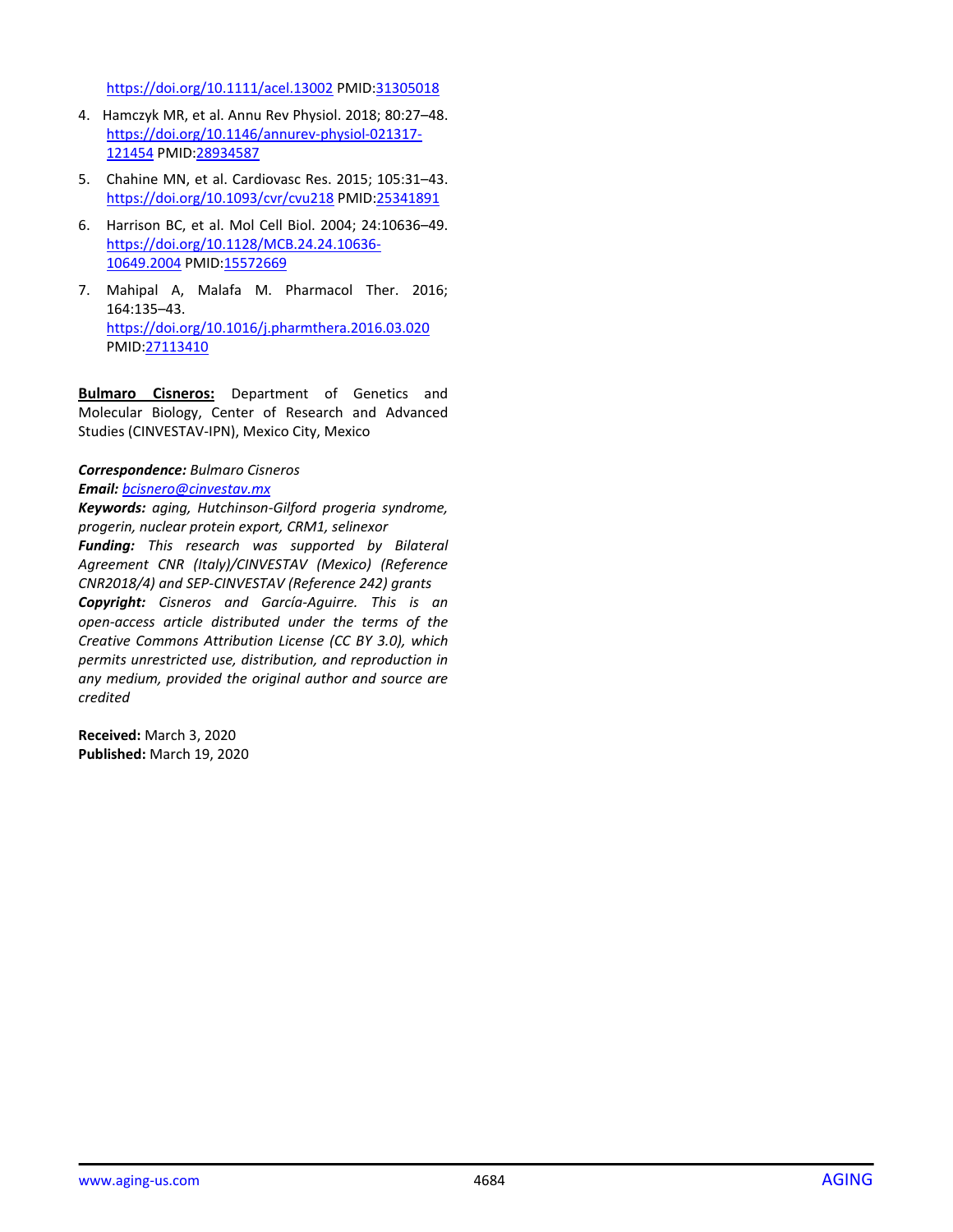https://doi.org/10.1111/acel.13002 PMID:31305018

4. Hamczyk MR, et al. Annu Rev Physiol. 2018; 80:27–48. https://doi.org/10.1146/annurev-physiol-021317-121454 PMID:28934587

5. Chahine MN, et al. Cardiovasc Res. 2015; 105:31–43. https://doi.org/10.1093/cvr/cvu218 PMID:25341891

6. Harrison BC, et al. Mol Cell Biol. 2004; 24:10636–49. https://doi.org/10.1128/MCB.24.24.10636-10649.2004 PMID:15572669

7. Mahipal A, Malafa M. Pharmacol Ther. 2016; 164:135–43. https://doi.org/10.1016/j.pharmthera.2016.03.020 PMID:27113410

**Bulmaro Cisneros:** Department of Genetics and Molecular Biology, Center of Research and Advanced Studies (CINVESTAV-IPN), Mexico City, Mexico

***Correspondence:*** *Bulmaro Cisneros*
***Email:*** *bcisnero@cinvestav.mx*
***Keywords:*** *aging, Hutchinson-Gilford progeria syndrome, progerin, nuclear protein export, CRM1, selinexor*
***Funding:*** *This research was supported by Bilateral Agreement CNR (Italy)/CINVESTAV (Mexico) (Reference CNR2018/4) and SEP-CINVESTAV (Reference 242) grants*
***Copyright:*** *Cisneros and García-Aguirre. This is an open-access article distributed under the terms of the Creative Commons Attribution License (CC BY 3.0), which permits unrestricted use, distribution, and reproduction in any medium, provided the original author and source are credited*

**Received:** March 3, 2020
**Published:** March 19, 2020